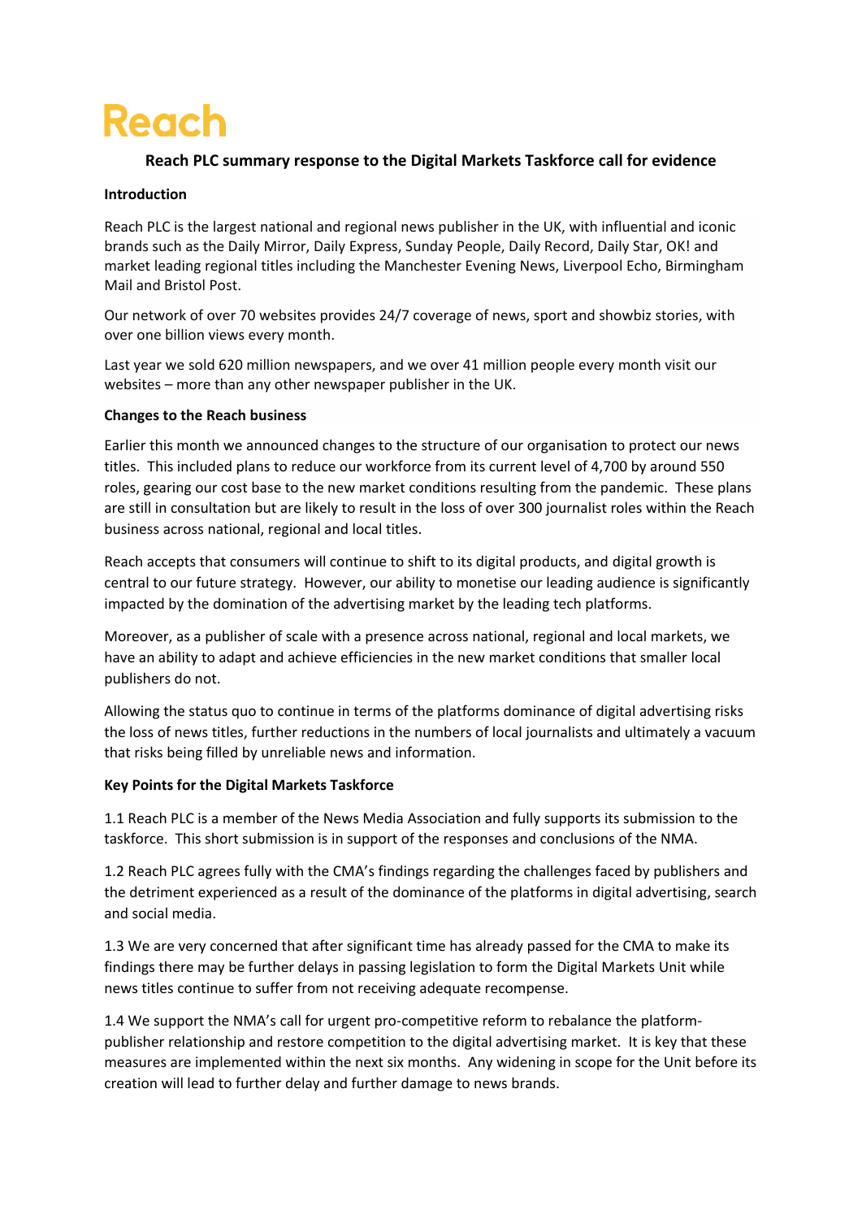Reach

## Reach PLC summary response to the Digital Markets Taskforce call for evidence

**Introduction**

Reach PLC is the largest national and regional news publisher in the UK, with influential and iconic brands such as the Daily Mirror, Daily Express, Sunday People, Daily Record, Daily Star, OK! and market leading regional titles including the Manchester Evening News, Liverpool Echo, Birmingham Mail and Bristol Post.

Our network of over 70 websites provides 24/7 coverage of news, sport and showbiz stories, with over one billion views every month.

Last year we sold 620 million newspapers, and we over 41 million people every month visit our websites – more than any other newspaper publisher in the UK.

**Changes to the Reach business**

Earlier this month we announced changes to the structure of our organisation to protect our news titles. This included plans to reduce our workforce from its current level of 4,700 by around 550 roles, gearing our cost base to the new market conditions resulting from the pandemic. These plans are still in consultation but are likely to result in the loss of over 300 journalist roles within the Reach business across national, regional and local titles.

Reach accepts that consumers will continue to shift to its digital products, and digital growth is central to our future strategy. However, our ability to monetise our leading audience is significantly impacted by the domination of the advertising market by the leading tech platforms.

Moreover, as a publisher of scale with a presence across national, regional and local markets, we have an ability to adapt and achieve efficiencies in the new market conditions that smaller local publishers do not.

Allowing the status quo to continue in terms of the platforms dominance of digital advertising risks the loss of news titles, further reductions in the numbers of local journalists and ultimately a vacuum that risks being filled by unreliable news and information.

**Key Points for the Digital Markets Taskforce**

1.1 Reach PLC is a member of the News Media Association and fully supports its submission to the taskforce. This short submission is in support of the responses and conclusions of the NMA.

1.2 Reach PLC agrees fully with the CMA's findings regarding the challenges faced by publishers and the detriment experienced as a result of the dominance of the platforms in digital advertising, search and social media.

1.3 We are very concerned that after significant time has already passed for the CMA to make its findings there may be further delays in passing legislation to form the Digital Markets Unit while news titles continue to suffer from not receiving adequate recompense.

1.4 We support the NMA's call for urgent pro-competitive reform to rebalance the platform-publisher relationship and restore competition to the digital advertising market. It is key that these measures are implemented within the next six months. Any widening in scope for the Unit before its creation will lead to further delay and further damage to news brands.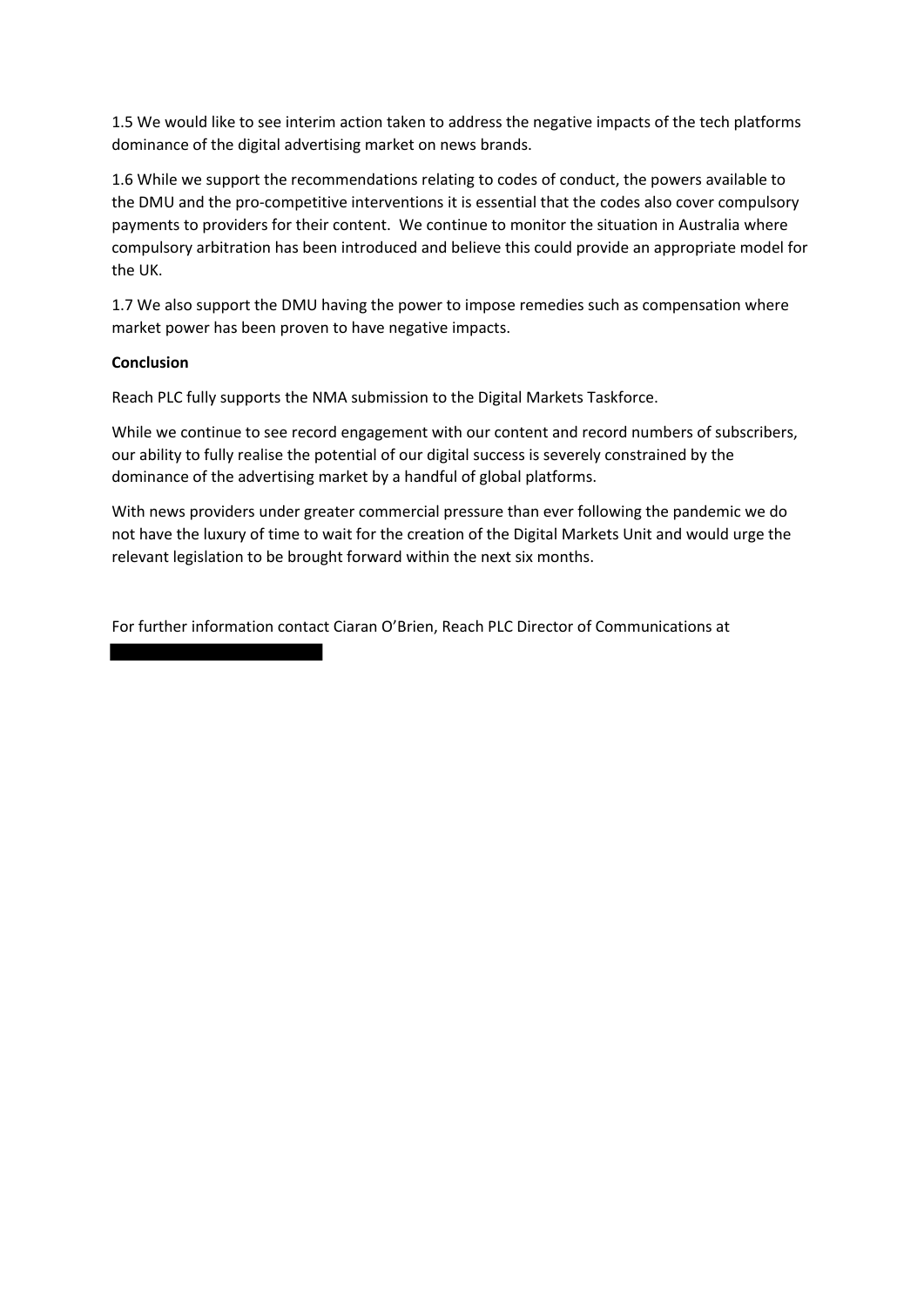1.5 We would like to see interim action taken to address the negative impacts of the tech platforms dominance of the digital advertising market on news brands.

1.6 While we support the recommendations relating to codes of conduct, the powers available to the DMU and the pro-competitive interventions it is essential that the codes also cover compulsory payments to providers for their content. We continue to monitor the situation in Australia where compulsory arbitration has been introduced and believe this could provide an appropriate model for the UK.

1.7 We also support the DMU having the power to impose remedies such as compensation where market power has been proven to have negative impacts.

**Conclusion**

Reach PLC fully supports the NMA submission to the Digital Markets Taskforce.

While we continue to see record engagement with our content and record numbers of subscribers, our ability to fully realise the potential of our digital success is severely constrained by the dominance of the advertising market by a handful of global platforms.

With news providers under greater commercial pressure than ever following the pandemic we do not have the luxury of time to wait for the creation of the Digital Markets Unit and would urge the relevant legislation to be brought forward within the next six months.

For further information contact Ciaran O'Brien, Reach PLC Director of Communications at